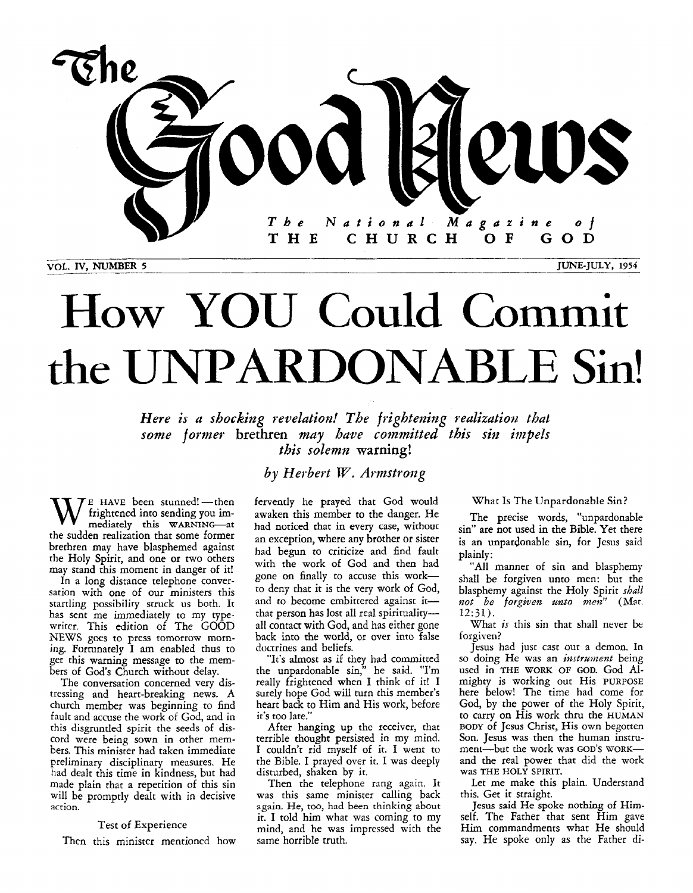# The Good News

The National Magazine of THE CHURCH OF GOD

VOL. IV, NUMBER 5 — JUNE-JULY, 1954

# How YOU Could Commit the UNPARDONABLE Sin!

*Here is a shocking revelation! The frightening realization that some former* brethren *may have committed this sin impels this solemn* warning!

*by Herbert W. Armstrong*

WE HAVE been stunned!—then frightened into sending you immediately this WARNING—at the sudden realization that some former brethren may have blasphemed against the Holy Spirit, and one or two others may stand this moment in danger of it!

In a long distance telephone conversation with one of our ministers this startling possibility struck us both. It has sent me immediately to my typewriter. This edition of The GOOD NEWS goes to press tomorrow morning. Fortunately I am enabled thus to get this warning message to the members of God's Church without delay.

The conversation concerned very distressing and heart-breaking news. A church member was beginning to find fault and accuse the work of God, and in this disgruntled spirit the seeds of discord were being sown in other members. This minister had taken immediate preliminary disciplinary measures. He had dealt this time in kindness, but had made plain that a repetition of this sin will be promptly dealt with in decisive action.

### Test of Experience

Then this minister mentioned how fervently he prayed that God would awaken this member to the danger. He had noticed that in every case, without an exception, where any brother or sister had begun to criticize and find fault with the work of God and then had gone on finally to accuse this work—to deny that it is the very work of God, and to become embittered against it—that person has lost all real spirituality—all contact with God, and has either gone back into the world, or over into false doctrines and beliefs.

"It's almost as if they had committed the unpardonable sin," he said. "I'm really frightened when I think of it! I surely hope God will turn this member's heart back to Him and His work, before it's too late."

After hanging up the receiver, that terrible thought persisted in my mind. I couldn't rid myself of it. I went to the Bible. I prayed over it. I was deeply disturbed, shaken by it.

Then the telephone rang again. It was this same minister calling back again. He, too, had been thinking about it. I told him what was coming to my mind, and he was impressed with the same horrible truth.

### What Is The Unpardonable Sin?

The precise words, "unpardonable sin" are not used in the Bible. Yet there is an unpardonable sin, for Jesus said plainly:

"All manner of sin and blasphemy shall be forgiven unto men: but the blasphemy against the Holy Spirit *shall not be forgiven unto men*" (Mat. 12:31).

What *is* this sin that shall never be forgiven?

Jesus had just cast out a demon. In so doing He was an *instrument* being used in THE WORK OF GOD. God Almighty is working out His PURPOSE here below! The time had come for God, by the power of the Holy Spirit, to carry on His work thru the HUMAN BODY of Jesus Christ, His own begotten Son. Jesus was then the human instrument—but the work was GOD'S WORK—and the real power that did the work was THE HOLY SPIRIT.

Let me make this plain. Understand this. Get it straight.

Jesus said He spoke nothing of Himself. The Father that sent Him gave Him commandments what He should say. He spoke only as the Father di-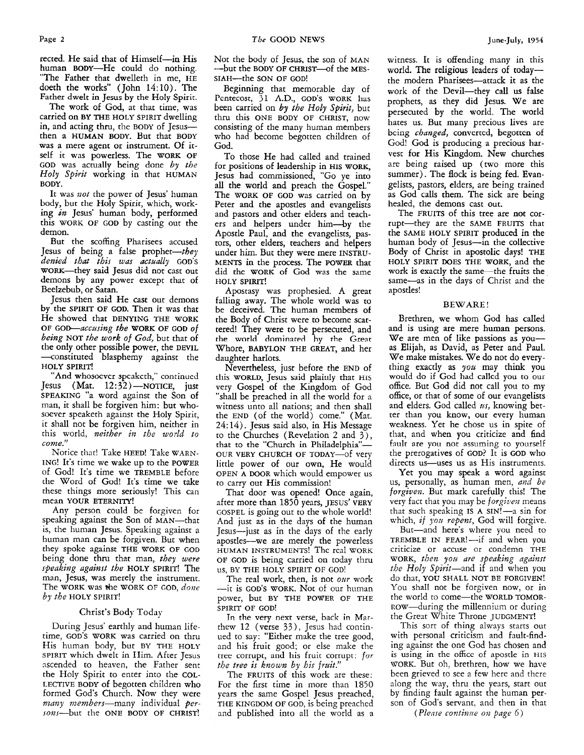rected. He said that of Himself—in His human BODY—He could do nothing. "The Father that dwelleth in me, HE doeth the works" (John 14:10). The Father dwelt in Jesus by the Holy Spirit.

The work of God, at that time, was carried on BY THE HOLY SPIRIT dwelling in, and acting thru, the BODY of Jesus—then a HUMAN BODY. But that BODY was a mere agent or instrument. Of itself it was powerless. The WORK OF GOD was actually being done *by the Holy Spirit* working in that HUMAN BODY.

It was *not* the power of Jesus' human body, but the Holy Spirit, which, working *in* Jesus' human body, performed this WORK OF GOD by casting out the demon.

But the scoffing Pharisees accused Jesus of being a false prophet—*they denied that this was actually* GOD'S WORK—they said Jesus did not cast out demons by any power except that of Beelzebub, or Satan.

Jesus then said He cast out demons by the SPIRIT OF GOD. Then it was that He showed that DENYING THE WORK OF GOD—*accusing the* WORK OF GOD *of being* NOT *the work of God,* but that of the only other possible power, the DEVIL—constituted blasphemy against the HOLY SPIRIT!

"And whosoever speaketh," continued Jesus (Mat. 12:32)—NOTICE, just SPEAKING "a word against the Son of man, it shall be forgiven him: but whosoever speaketh against the Holy Spirit, it shall not be forgiven him, neither in this world, *neither in the world to come.*"

Notice that! Take HEED! Take WARNING! It's time we wake up to the POWER of God! It's time we TREMBLE before the Word of God! It's time we take these things more seriously! This can mean YOUR ETERNITY!

Any person could be forgiven for speaking against the Son of MAN—that is, the human Jesus. Speaking against a human man can be forgiven. But when they spoke against THE WORK OF GOD being done thru that man, *they were speaking against the* HOLY SPIRIT! The man, Jesus, was merely the instrument. The WORK was the WORK OF GOD, *done by the* HOLY SPIRIT!

## Christ's Body Today

During Jesus' earthly and human lifetime, GOD'S WORK was carried on thru His human body, but BY THE HOLY SPIRIT which dwelt in Him. After Jesus ascended to heaven, the Father sent the Holy Spirit to enter into the COLLECTIVE BODY of begotten children who formed God's Church. Now they were *many members*—many individual *persons*—but the ONE BODY OF CHRIST! Not the body of Jesus, the son of MAN—but the BODY OF CHRIST—of the MESSIAH—the SON OF GOD!

Beginning that memorable day of Pentecost, 31 A.D., GOD'S WORK has been carried on *by the Holy Spirit,* but thru this ONE BODY OF CHRIST, now consisting of the many human members who had become begotten children of God.

To those He had called and trained for positions of leadership in HIS WORK, Jesus had commissioned, "Go ye into all the world and preach the Gospel." The WORK OF GOD was carried on by Peter and the apostles and evangelists and pastors and other elders and teachers and helpers under him—by the Apostle Paul, and the evangelists, pastors, other elders, teachers and helpers under him. But they were mere INSTRUMENTS in the process. The POWER that did the WORK of God was the same HOLY SPIRIT!

Apostasy was prophesied. A great falling away. The whole world was to be deceived. The human members of the Body of Christ were to become scattered! They were to be persecuted, and the world dominated by the Great Whore, BABYLON THE GREAT, and her daughter harlots.

Nevertheless, just before the END of this WORLD, Jesus said plainly that HIS very Gospel of the Kingdom of God "shall be preached in all the world for a witness unto all nations; and then shall the END (of the world) come." (Mat. 24:14). Jesus said also, in His Message to the Churches (Revelation 2 and 3), that to the "Church in Philadelphia"—OUR VERY CHURCH OF TODAY—of very little power of our own, He would OPEN A DOOR which would empower us to carry out His commission!

That door was opened! Once again, after more than 1850 years, JESUS' VERY GOSPEL is going out to the whole world! And just as in the days of the human Jesus—just as in the days of the early apostles—we are merely the powerless HUMAN INSTRUMENTS! The real WORK OF GOD is being carried on today thru us, BY THE HOLY SPIRIT OF GOD!

The real work, then, is not *our* work—it is GOD'S WORK. Not of our human power, but BY THE POWER OF THE SPIRIT OF GOD!

In the very next verse, back in Matthew 12 (verse 33), Jesus had continued to say: "Either make the tree good, and his fruit good; or else make the tree corrupt, and his fruit corrupt: *for the tree is known by his fruit.*"

The FRUITS of this work are these: For the first time in more than 1850 years the same Gospel Jesus preached, THE KINGDOM OF GOD, is being preached and published into all the world as a witness. It is offending many in this world. The religious leaders of today—the modern Pharisees—attack it as the work of the Devil—they call us false prophets, as they did Jesus. We are persecuted by the world. The world hates us. But many precious lives are being *changed,* converted, begotten of God! God is producing a precious harvest for His Kingdom. New churches are being raised up (two more this summer). The flock is being fed. Evangelists, pastors, elders, are being trained as God calls them. The sick are being healed, the demons cast out.

The FRUITS of this tree are not corrupt—they are the SAME FRUITS that the SAME HOLY SPIRIT produced in the human body of Jesus—in the collective Body of Christ in apostolic days! THE HOLY SPIRIT DOES THE WORK, and the work is exactly the same—the fruits the same—as in the days of Christ and the apostles!

## BEWARE!

Brethren, we whom God has called and is using are mere human persons. We are men of like passions as you—as Elijah, as David, as Peter and Paul. We make mistakes. We do not do everything exactly as *you* may think you would do if God had called you to our office. But God did not call you to my office, or that of some of our evangelists and elders. God called *us,* knowing better than you know, our every human weakness. Yet he chose us in spite of that, and when you criticize and find fault are you not assuming to yourself the prerogatives of GOD? It is GOD who directs us—uses us as His instruments.

Yet you may speak a word against us, personally, as human men, *and be forgiven.* But mark carefully this! The very fact that you may be *forgiven* means that such speaking IS A SIN!—a sin for which, *if you repent,* God will forgive.

But—and here's where you need to TREMBLE IN FEAR!—if and when you criticize or accuse or condemn THE WORK, *then you are speaking against the Holy Spirit*—and if and when you do that, YOU SHALL NOT BE FORGIVEN! You shall not be forgiven now, or in the world to come—the WORLD TOMORROW—during the millennium or during the Great White Throne JUDGMENT!

This sort of thing always starts out with personal criticism and fault-finding against the one God has chosen and is using in the office of apostle in HIS WORK. But oh, brethren, how we have been grieved to see a few here and there along the way, thru the years, start out by finding fault against the human person of God's servant, and then in that

*(Please continue on page 6)*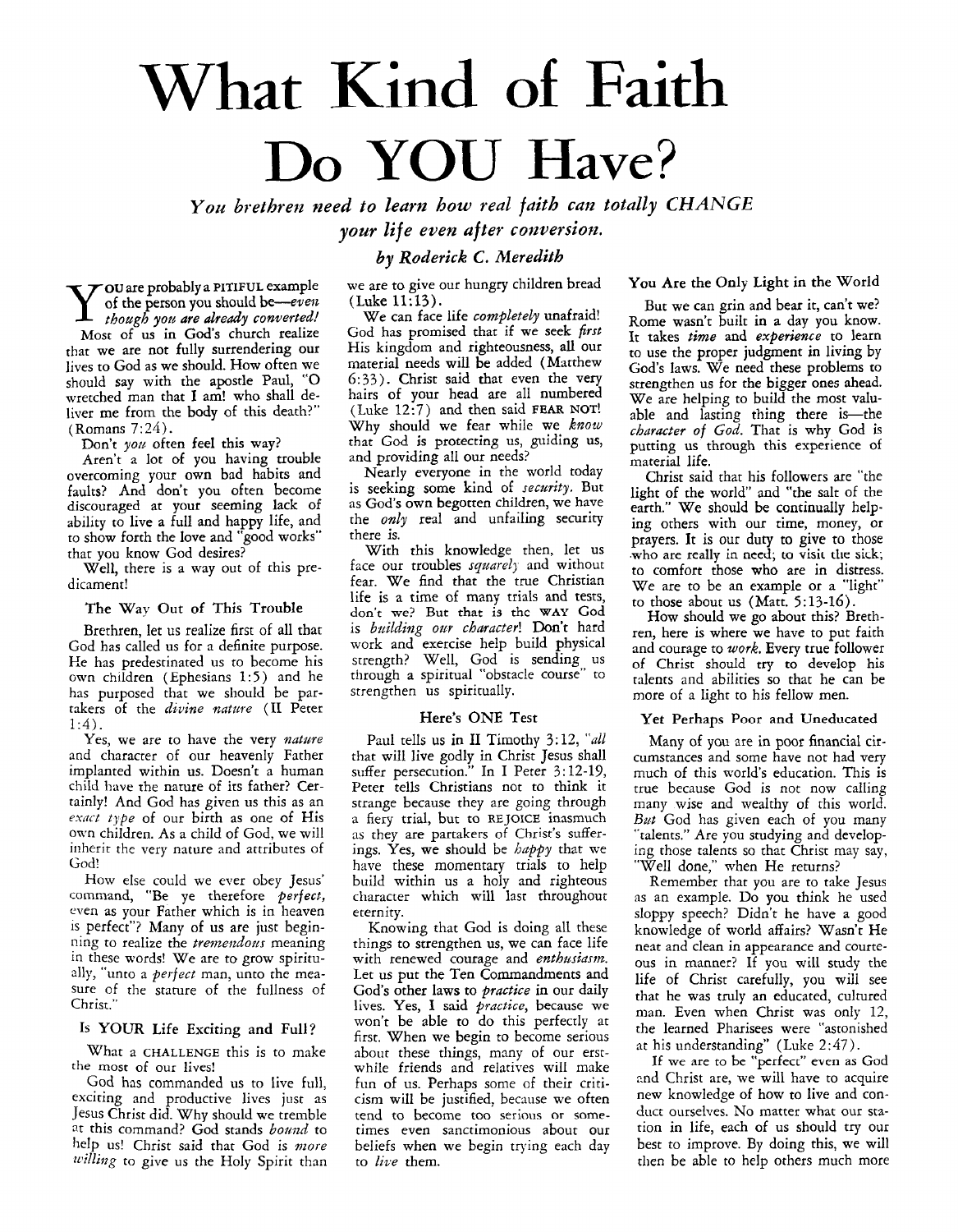# What Kind of Faith Do YOU Have?

*You brethren need to learn how real faith can totally CHANGE your life even after conversion.*

*by Roderick C. Meredith*

YOU are probably a PITIFUL example of the person you should be—*even though you are already converted!* Most of us in God's church realize that we are not fully surrendering our lives to God as we should. How often we should say with the apostle Paul, "O wretched man that I am! who shall deliver me from the body of this death?" (Romans 7:24).

Don't *you* often feel this way?

Aren't a lot of you having trouble overcoming your own bad habits and faults? And don't you often become discouraged at your seeming lack of ability to live a full and happy life, and to show forth the love and "good works" that you know God desires?

Well, there is a way out of this predicament!

### The Way Out of This Trouble

Brethren, let us realize first of all that God has called us for a definite purpose. He has predestinated us to become his own children (Ephesians 1:5) and he has purposed that we should be partakers of the *divine nature* (II Peter 1:4).

Yes, we are to have the very *nature* and character of our heavenly Father implanted within us. Doesn't a human child have the nature of its father? Certainly! And God has given us this as an *exact type* of our birth as one of His own children. As a child of God, we will inherit the very nature and attributes of God!

How else could we ever obey Jesus' command, "Be ye therefore *perfect,* even as your Father which is in heaven is perfect"? Many of us are just beginning to realize the *tremendous* meaning in these words! We are to grow spiritually, "unto a *perfect* man, unto the measure of the stature of the fullness of Christ."

### Is YOUR Life Exciting and Full?

What a CHALLENGE this is to make the most of our lives!

God has commanded us to live full, exciting and productive lives just as Jesus Christ did. Why should we tremble at this command? God stands *bound* to help us! Christ said that God is *more willing* to give us the Holy Spirit than we are to give our hungry children bread (Luke 11:13).

We can face life *completely* unafraid! God has promised that if we seek *first* His kingdom and righteousness, all our material needs will be added (Matthew 6:33). Christ said that even the very hairs of your head are all numbered (Luke 12:7) and then said FEAR NOT! Why should we fear while we *know* that God is protecting us, guiding us, and providing all our needs?

Nearly everyone in the world today is seeking some kind of *security.* But as God's own begotten children, we have the *only* real and unfailing security there is.

With this knowledge then, let us face our troubles *squarely* and without fear. We find that the true Christian life is a time of many trials and tests, don't we? But that is the WAY God is *building our character*! Don't hard work and exercise help build physical strength? Well, God is sending us through a spiritual "obstacle course" to strengthen us spiritually.

### Here's ONE Test

Paul tells us in II Timothy 3:12, "*all* that will live godly in Christ Jesus shall suffer persecution." In I Peter 3:12-19, Peter tells Christians not to think it strange because they are going through a fiery trial, but to REJOICE inasmuch as they are partakers of Christ's sufferings. Yes, we should be *happy* that we have these momentary trials to help build within us a holy and righteous character which will last throughout eternity.

Knowing that God is doing all these things to strengthen us, we can face life with renewed courage and *enthusiasm.* Let us put the Ten Commandments and God's other laws to *practice* in our daily lives. Yes, I said *practice*, because we won't be able to do this perfectly at first. When we begin to become serious about these things, many of our erstwhile friends and relatives will make fun of us. Perhaps some of their criticism will be justified, because we often tend to become too serious or sometimes even sanctimonious about our beliefs when we begin trying each day to *live* them.

### You Are the Only Light in the World

But we can grin and bear it, can't we? Rome wasn't built in a day you know. It takes *time* and *experience* to learn to use the proper judgment in living by God's laws. We need these problems to strengthen us for the bigger ones ahead. We are helping to build the most valuable and lasting thing there is—the *character of God.* That is why God is putting us through this experience of material life.

Christ said that his followers are "the light of the world" and "the salt of the earth." We should be continually helping others with our time, money, or prayers. It is our duty to give to those who are really in need; to visit the sick; to comfort those who are in distress. We are to be an example or a "light" to those about us (Matt. 5:13-16).

How should we go about this? Brethren, here is where we have to put faith and courage to *work.* Every true follower of Christ should try to develop his talents and abilities so that he can be more of a light to his fellow men.

### Yet Perhaps Poor and Uneducated

Many of you are in poor financial circumstances and some have not had very much of this world's education. This is true because God is not now calling many wise and wealthy of this world. *But* God has given each of you many "talents." Are you studying and developing those talents so that Christ may say, "Well done," when He returns?

Remember that you are to take Jesus as an example. Do you think he used sloppy speech? Didn't he have a good knowledge of world affairs? Wasn't He neat and clean in appearance and courteous in manner? If you will study the life of Christ carefully, you will see that he was truly an educated, cultured man. Even when Christ was only 12, the learned Pharisees were "astonished at his understanding" (Luke 2:47).

If we are to be "perfect" even as God and Christ are, we will have to acquire new knowledge of how to live and conduct ourselves. No matter what our station in life, each of us should try our best to improve. By doing this, we will then be able to help others much more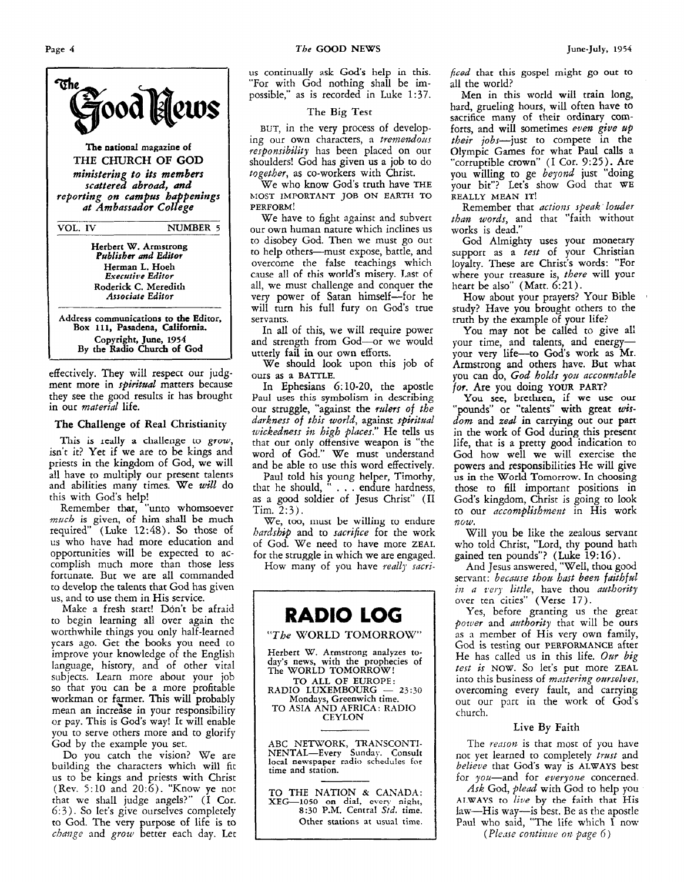# The Good News

**The national magazine of THE CHURCH OF GOD** *ministering to its members scattered abroad, and reporting on campus happenings at Ambassador College*

VOL. IV — NUMBER 5

Herbert W. Armstrong
*Publisher and Editor*
Herman L. Hoeh
*Executive Editor*
Roderick C. Meredith
*Associate Editor*

Address communications to the Editor, Box 111, Pasadena, California.

Copyright, June, 1954
By the Radio Church of God

---

effectively. They will respect our judgment more in *spiritual* matters because they see the good results it has brought in our *material* life.

### The Challenge of Real Christianity

This is really a challenge to *grow*, isn't it? Yet if we are to be kings and priests in the kingdom of God, we will all have to multiply our present talents and abilities many times. We *will* do this with God's help!

Remember that, "unto whomsoever *much* is given, of him shall be much required" (Luke 12:48). So those of us who have had more education and opportunities will be expected to accomplish much more than those less fortunate. But we are all commanded to develop the talents that God has given us, and to use them in His service.

Make a fresh start! Don't be afraid to begin learning all over again the worthwhile things you only half-learned years ago. Get the books you need to improve your knowledge of the English language, history, and of other vital subjects. Learn more about your job so that you can be a more profitable workman or farmer. This will probably mean an increase in your responsibility or pay. This is God's way! It will enable you to serve others more and to glorify God by the example you set.

Do you catch the vision? We are building the characters which will fit us to be kings and priests with Christ (Rev. 5:10 and 20:6). "Know ye not that we shall judge angels?" (I Cor. 6:3). So let's give ourselves completely to God. The very purpose of life is to *change* and *grow* better each day. Let us continually ask God's help in this. "For with God nothing shall be impossible," as is recorded in Luke 1:37.

### The Big Test

BUT, in the very process of developing our own characters, a *tremendous responsibility* has been placed on our shoulders! God has given us a job to do *together*, as co-workers with Christ.

We who know God's truth have THE MOST IMPORTANT JOB ON EARTH TO PERFORM!

We have to fight against and subvert our own human nature which inclines us to disobey God. Then we must go out to help others—must expose, battle, and overcome the false teachings which cause all of this world's misery. Last of all, we must challenge and conquer the very power of Satan himself—for he will turn his full fury on God's true servants.

In all of this, we will require power and strength from God—or we would utterly fail in our own efforts.

We should look upon this job of ours as a BATTLE.

In Ephesians 6:10-20, the apostle Paul uses this symbolism in describing our struggle, "against the *rulers of the darkness of this world*, against *spiritual wickedness in high places*." He tells us that our only offensive weapon is "the word of God." We must understand and be able to use this word effectively.

Paul told his young helper, Timothy, that he should, " . . . endure hardness, as a good soldier of Jesus Christ" (II Tim. 2:3).

We, too, must be willing to endure *hardship* and to *sacrifice* for the work of God. We need to have more ZEAL for the struggle in which we are engaged.

How many of you have *really sacrificed* that this gospel might go out to all the world?

Men in this world will train long, hard, grueling hours, will often have to sacrifice many of their ordinary comforts, and will sometimes *even give up their jobs*—just to compete in the Olympic Games for what Paul calls a "corruptible crown" (I Cor. 9:25). Are you willing to ge *beyond* just "doing your bit"? Let's show God that WE REALLY MEAN IT!

Remember that *actions speak louder than words*, and that "faith without works is dead."

God Almighty uses your monetary support as a *test* of your Christian loyalty. These are Christ's words: "For where your treasure is, *there* will your heart be also" (Matt. 6:21).

How about your prayers? Your Bible study? Have you brought others to the truth by the example of your life?

You may not be called to give all your time, and talents, and energy—your very life—to God's work as Mr. Armstrong and others have. But what you can do, *God holds you accountable for*. Are you doing YOUR PART?

You see, brethren, if we use our "pounds" or "talents" with great *wisdom* and *zeal* in carrying out our part in the work of God during this present life, that is a pretty good indication to God how well we will exercise the powers and responsibilities He will give us in the World Tomorrow. In choosing those to fill important positions in God's kingdom, Christ is going to look to our *accomplishment* in His work *now*.

Will you be like the zealous servant who told Christ, "Lord, thy pound hath gained ten pounds"? (Luke 19:16).

And Jesus answered, "Well, thou good servant: *because thou hast been faithful in a very little*, have thou *authority* over ten cities" (Verse 17).

Yes, before granting us the great *power* and *authority* that will be ours as a member of His very own family, God is testing our PERFORMANCE after He has called us in this life. *Our big test is* NOW. So let's put more ZEAL into this business of *mastering ourselves*, overcoming every fault, and carrying out our part in the work of God's church.

### Live By Faith

The *reason* is that most of you have not yet learned to completely *trust* and *believe* that God's way is ALWAYS best for *you*—and for *everyone* concerned.

*Ask* God, *plead* with God to help you ALWAYS to *live* by the faith that His law—His way—is best. Be as the apostle Paul who said, "The life which I now

*(Please continue on page 6)*

---

## RADIO LOG

"*The* WORLD TOMORROW"

Herbert W. Armstrong analyzes today's news, with the prophecies of The WORLD TOMORROW!

TO ALL OF EUROPE:
RADIO LUXEMBOURG — 23:30
Mondays, Greenwich time.

TO ASIA AND AFRICA: RADIO CEYLON

ABC NETWORK, TRANSCONTINENTAL—Every Sunday. Consult local newspaper radio schedules for time and station.

TO THE NATION & CANADA:
XEG—1050 on dial, every night, 8:30 P.M. Central *Std.* time.
Other stations at usual time.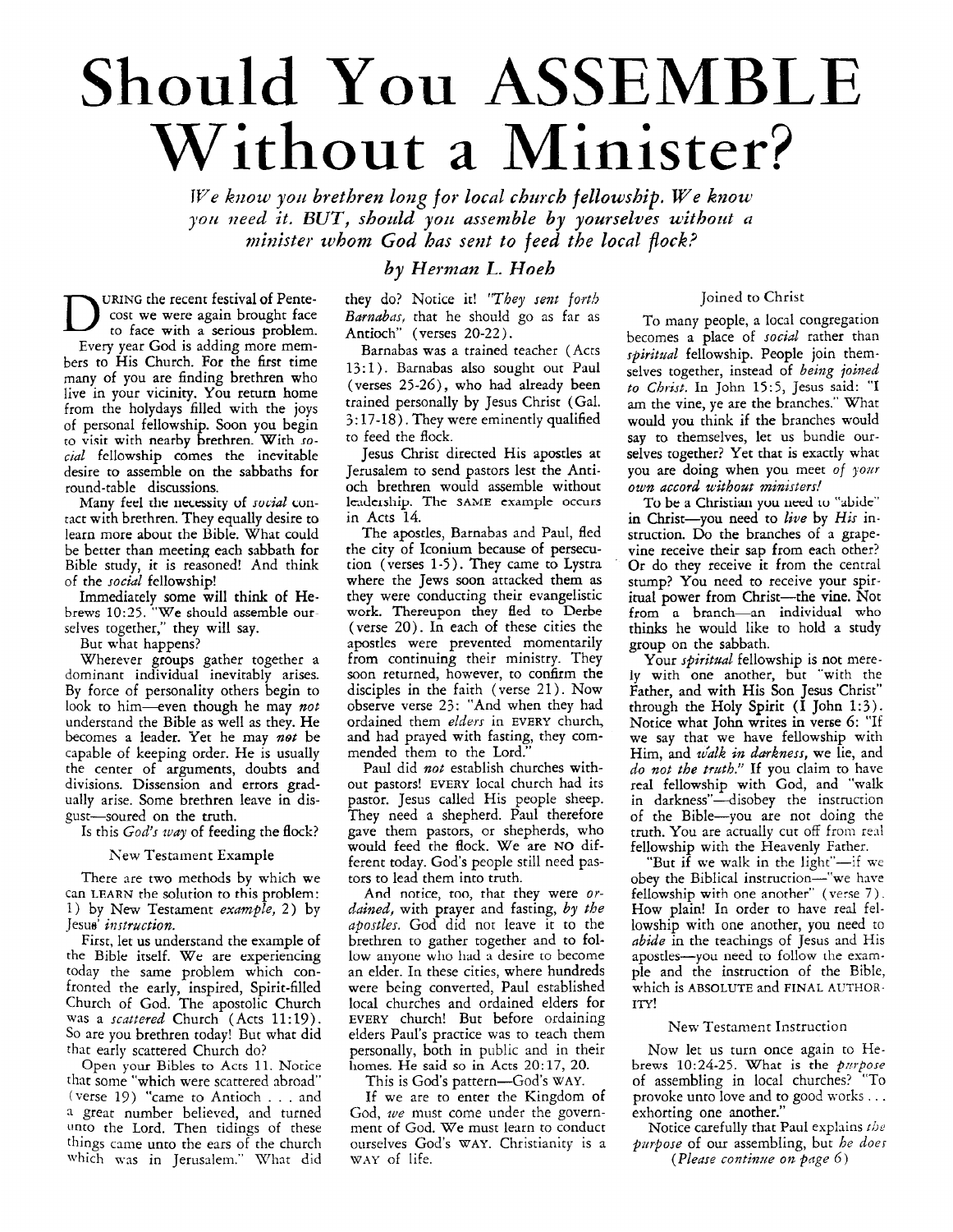# Should You ASSEMBLE Without a Minister?

*We know you brethren long for local church fellowship. We know you need it. BUT, should you assemble by yourselves without a minister whom God has sent to feed the local flock?*

*by Herman L. Hoeh*

DURING the recent festival of Pentecost we were again brought face to face with a serious problem.

Every year God is adding more members to His Church. For the first time many of you are finding brethren who live in your vicinity. You return home from the holydays filled with the joys of personal fellowship. Soon you begin to visit with nearby brethren. With *social* fellowship comes the inevitable desire to assemble on the sabbaths for round-table discussions.

Many feel the necessity of *social* contact with brethren. They equally desire to learn more about the Bible. What could be better than meeting each sabbath for Bible study, it is reasoned! And think of the *social* fellowship!

Immediately some will think of Hebrews 10:25. "We should assemble ourselves together," they will say.

But what happens?

Wherever groups gather together a dominant individual inevitably arises. By force of personality others begin to look to him—even though he may *not* understand the Bible as well as they. He becomes a leader. Yet he may *not* be capable of keeping order. He is usually the center of arguments, doubts and divisions. Dissension and errors gradually arise. Some brethren leave in disgust—soured on the truth.

Is this *God's way* of feeding the flock?

## New Testament Example

There are two methods by which we can LEARN the solution to this problem: 1) by New Testament *example*, 2) by Jesus' *instruction*.

First, let us understand the example of the Bible itself. We are experiencing today the same problem which confronted the early, inspired, Spirit-filled Church of God. The apostolic Church was a *scattered* Church (Acts 11:19). So are you brethren today! But what did that early scattered Church do?

Open your Bibles to Acts 11. Notice that some "which were scattered abroad" (verse 19) "came to Antioch . . . and a great number believed, and turned unto the Lord. Then tidings of these things came unto the ears of the church which was in Jerusalem." What did they do? Notice it! *"They sent forth Barnabas,* that he should go as far as Antioch" (verses 20-22).

Barnabas was a trained teacher (Acts 13:1). Barnabas also sought out Paul (verses 25-26), who had already been trained personally by Jesus Christ (Gal. 3:17-18). They were eminently qualified to feed the flock.

Jesus Christ directed His apostles at Jerusalem to send pastors lest the Antioch brethren would assemble without leadership. The SAME example occurs in Acts 14.

The apostles, Barnabas and Paul, fled the city of Iconium because of persecution (verses 1-5). They came to Lystra where the Jews soon attacked them as they were conducting their evangelistic work. Thereupon they fled to Derbe (verse 20). In each of these cities the apostles were prevented momentarily from continuing their ministry. They soon returned, however, to confirm the disciples in the faith (verse 21). Now observe verse 23: "And when they had ordained them *elders* in EVERY church, and had prayed with fasting, they commended them to the Lord."

Paul did *not* establish churches without pastors! EVERY local church had its pastor. Jesus called His people sheep. They need a shepherd. Paul therefore gave them pastors, or shepherds, who would feed the flock. We are NO different today. God's people still need pastors to lead them into truth.

And notice, too, that they were *ordained,* with prayer and fasting, *by the apostles.* God did not leave it to the brethren to gather together and to follow anyone who had a desire to become an elder. In these cities, where hundreds were being converted, Paul established local churches and ordained elders for EVERY church! But before ordaining elders Paul's practice was to teach them personally, both in public and in their homes. He said so in Acts 20:17, 20.

This is God's pattern—God's WAY.

If we are to enter the Kingdom of God, *we* must come under the government of God. We must learn to conduct ourselves God's WAY. Christianity is a WAY of life.

## Joined to Christ

To many people, a local congregation becomes a place of *social* rather than *spiritual* fellowship. People join themselves together, instead of *being joined to Christ.* In John 15:5, Jesus said: "I am the vine, ye are the branches." What would you think if the branches would say to themselves, let us bundle ourselves together? Yet that is exactly what you are doing when you meet *of your own accord without ministers!*

To be a Christian you need to "abide" in Christ—you need to *live* by *His* instruction. Do the branches of a grapevine receive their sap from each other? Or do they receive it from the central stump? You need to receive your spiritual power from Christ—the vine. Not from a branch—an individual who thinks he would like to hold a study group on the sabbath.

Your *spiritual* fellowship is not merely with one another, but "with the Father, and with His Son Jesus Christ" through the Holy Spirit (I John 1:3). Notice what John writes in verse 6: "If we say that we have fellowship with Him, and *walk in darkness,* we lie, and *do not the truth.*" If you claim to have real fellowship with God, and "walk in darkness"—disobey the instruction of the Bible—you are not doing the truth. You are actually cut off from real fellowship with the Heavenly Father.

"But if we walk in the light"—if we obey the Biblical instruction—"we have fellowship with one another" (verse 7). How plain! In order to have real fellowship with one another, you need to *abide* in the teachings of Jesus and His apostles—you need to follow the example and the instruction of the Bible, which is ABSOLUTE and FINAL AUTHORITY!

## New Testament Instruction

Now let us turn once again to Hebrews 10:24-25. What is the *purpose* of assembling in local churches? "To provoke unto love and to good works . . . exhorting one another."

Notice carefully that Paul explains *the purpose* of our assembling, but *he does*

*(Please continue on page 6)*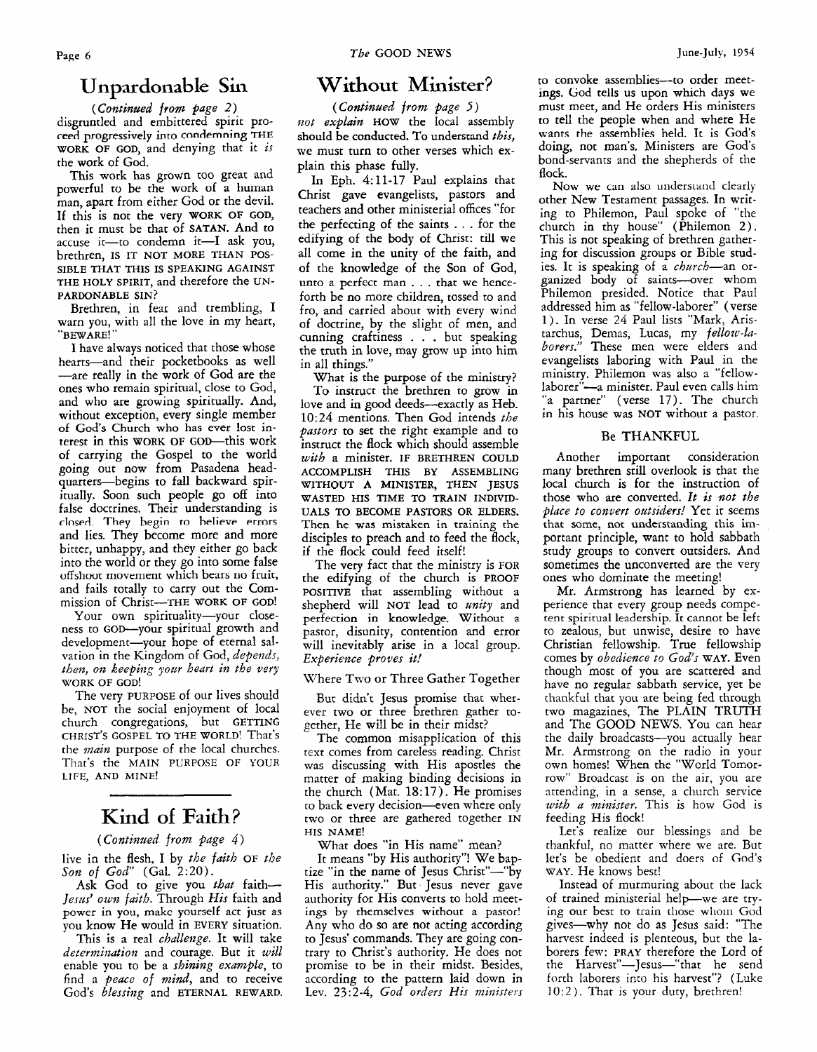## Unpardonable Sin

*(Continued from page 2)*

disgruntled and embittered spirit proceed progressively into condemning THE WORK OF GOD, and denying that it *is* the work of God.

This work has grown too great and powerful to be the work of a human man, apart from either God or the devil. If this is not the very WORK OF GOD, then it must be that of SATAN. And to accuse it—to condemn it—I ask you, brethren, IS IT NOT MORE THAN POSSIBLE THAT THIS IS SPEAKING AGAINST THE HOLY SPIRIT, and therefore the UNPARDONABLE SIN?

Brethren, in fear and trembling, I warn you, with all the love in my heart, "BEWARE!"

I have always noticed that those whose hearts—and their pocketbooks as well—are really in the work of God are the ones who remain spiritual, close to God, and who are growing spiritually. And, without exception, every single member of God's Church who has ever lost interest in this WORK OF GOD—this work of carrying the Gospel to the world going out now from Pasadena headquarters—begins to fall backward spiritually. Soon such people go off into false doctrines. Their understanding is closed. They begin to believe errors and lies. They become more and more bitter, unhappy, and they either go back into the world or they go into some false offshoot movement which bears no fruit, and fails totally to carry out the Commission of Christ—THE WORK OF GOD!

Your own spirituality—your closeness to GOD—your spiritual growth and development—your hope of eternal salvation in the Kingdom of God, *depends, then, on keeping your heart in the very* WORK OF GOD!

The very PURPOSE of our lives should be, NOT the social enjoyment of local church congregations, but GETTING CHRIST'S GOSPEL TO THE WORLD! That's the *main* purpose of the local churches. That's the MAIN PURPOSE OF YOUR LIFE, AND MINE!

## Kind of Faith?

*(Continued from page 4)*

live in the flesh, I by *the faith* OF *the Son of God*" (Gal. 2:20).

Ask God to give you *that* faith—*Jesus' own faith.* Through *His* faith and power in you, make yourself act just as you know He would in EVERY situation.

This is a real *challenge.* It will take *determination* and courage. But it *will* enable you to be a *shining example,* to find a *peace of mind,* and to receive God's *blessing* and ETERNAL REWARD.

## Without Minister?

*(Continued from page 5)*

*not explain* HOW the local assembly should be conducted. To understand *this,* we must turn to other verses which explain this phase fully.

In Eph. 4:11-17 Paul explains that Christ gave evangelists, pastors and teachers and other ministerial offices "for the perfecting of the saints . . . for the edifying of the body of Christ: till we all come in the unity of the faith, and of the knowledge of the Son of God, unto a perfect man . . . that we henceforth be no more children, tossed to and fro, and carried about with every wind of doctrine, by the slight of men, and cunning craftiness . . . but speaking the truth in love, may grow up into him in all things."

What is the purpose of the ministry? To instruct the brethren to grow in love and in good deeds—exactly as Heb. 10:24 mentions. Then God intends *the pastors* to set the right example and to instruct the flock which should assemble *with* a minister. IF BRETHREN COULD ACCOMPLISH THIS BY ASSEMBLING WITHOUT A MINISTER, THEN JESUS WASTED HIS TIME TO TRAIN INDIVIDUALS TO BECOME PASTORS OR ELDERS. Then he was mistaken in training the disciples to preach and to feed the flock, if the flock could feed itself!

The very fact that the ministry is FOR the edifying of the church is PROOF POSITIVE that assembling without a shepherd will NOT lead to *unity* and perfection in knowledge. Without a pastor, disunity, contention and error will inevitably arise in a local group. *Experience proves it!*

### Where Two or Three Gather Together

But didn't Jesus promise that wherever two or three brethren gather together, He will be in their midst?

The common misapplication of this text comes from careless reading. Christ was discussing with His apostles the matter of making binding decisions in the church (Mat. 18:17). He promises to back every decision—even where only two or three are gathered together IN HIS NAME!

What does "in His name" mean?

It means "by His authority"! We baptize "in the name of Jesus Christ"—"by His authority." But Jesus never gave authority for His converts to hold meetings by themselves without a pastor! Any who do so are not acting according to Jesus' commands. They are going contrary to Christ's authority. He does not promise to be in their midst. Besides, according to the pattern laid down in Lev. 23:2-4, *God orders His ministers* to convoke assemblies—to order meetings. God tells us upon which days we must meet, and He orders His ministers to tell the people when and where He wants the assemblies held. It is God's doing, not man's. Ministers are God's bond-servants and the shepherds of the flock.

Now we can also understand clearly other New Testament passages. In writing to Philemon, Paul spoke of "the church in thy house" (Philemon 2). This is not speaking of brethren gathering for discussion groups or Bible studies. It is speaking of a *church*—an organized body of saints—over whom Philemon presided. Notice that Paul addressed him as "fellow-laborer" (verse 1). In verse 24 Paul lists "Mark, Aristarchus, Demas, Lucas, my *fellow-laborers.*" These men were elders and evangelists laboring with Paul in the ministry. Philemon was also a "fellow-laborer"—a minister. Paul even calls him "a partner" (verse 17). The church in his house was NOT without a pastor.

### Be THANKFUL

Another important consideration many brethren still overlook is that the local church is for the instruction of those who are converted. *It is not the place to convert outsiders!* Yet it seems that some, not understanding this important principle, want to hold sabbath study groups to convert outsiders. And sometimes the unconverted are the very ones who dominate the meeting!

Mr. Armstrong has learned by experience that every group needs competent spiritual leadership. It cannot be left to zealous, but unwise, desire to have Christian fellowship. True fellowship comes by *obedience to God's* WAY. Even though most of you are scattered and have no regular sabbath service, yet be thankful that you are being fed through two magazines, The PLAIN TRUTH and The GOOD NEWS. You can hear the daily broadcasts—you actually hear Mr. Armstrong on the radio in your own homes! When the "World Tomorrow" Broadcast is on the air, you are attending, in a sense, a church service *with a minister.* This is how God is feeding His flock!

Let's realize our blessings and be thankful, no matter where we are. But let's be obedient and doers of God's WAY. He knows best!

Instead of murmuring about the lack of trained ministerial help—we are trying our best to train those whom God gives—why not do as Jesus said: "The harvest indeed is plenteous, but the laborers few: PRAY therefore the Lord of the Harvest"—Jesus—"that he send forth laborers into his harvest"? (Luke 10:2). That is your duty, brethren!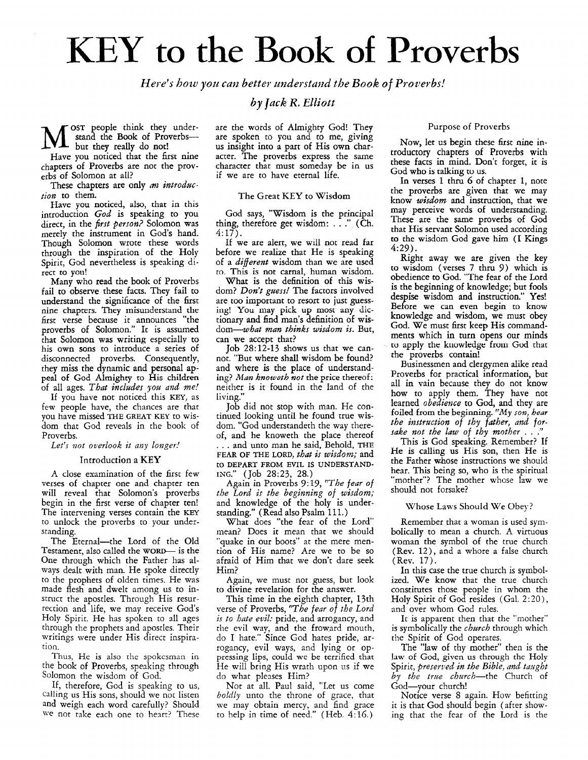# KEY to the Book of Proverbs

*Here's how you can better understand the Book of Proverbs!*

*by Jack R. Elliott*

MOST people think they understand the Book of Proverbs—but they really do not!

Have you noticed that the first nine chapters of Proverbs are not the proverbs of Solomon at all?

These chapters are only *an introduction* to them.

Have you noticed, also, that in this introduction *God* is speaking to you direct, in the *first person?* Solomon was merely the instrument in God's hand. Though Solomon wrote these words through the inspiration of the Holy Spirit, God nevertheless is speaking direct to you!

Many who read the book of Proverbs fail to observe these facts. They fail to understand the significance of the first nine chapters. They misunderstand the first verse because it announces "the proverbs of Solomon." It is assumed that Solomon was writing especially to his own sons to introduce a series of disconnected proverbs. Consequently, they miss the dynamic and personal appeal of God Almighty to His children of all ages. *That includes you and me!*

If you have not noticed this KEY, as few people have, the chances are that you have missed THE GREAT KEY to wisdom that God reveals in the book of Proverbs.

*Let's not overlook it any longer!*

## Introduction a KEY

A close examination of the first few verses of chapter one and chapter ten will reveal that Solomon's proverbs begin in the first verse of chapter ten! The intervening verses contain the KEY to unlock the proverbs to your understanding.

The Eternal—the Lord of the Old Testament, also called the WORD— is the One through which the Father has always dealt with man. He spoke directly to the prophets of olden times. He was made flesh and dwelt among us to instruct the apostles. Through His resurrection and life, we may receive God's Holy Spirit. He has spoken to all ages through the prophets and apostles. Their writings were under His direct inspiration.

Thus, He is also the spokesman in the book of Proverbs, speaking through Solomon the wisdom of God.

If, therefore, God is speaking to us, calling us His sons, should we not listen and weigh each word carefully? Should we not take each one to heart? These are the words of Almighty God! They are spoken to you and to me, giving us insight into a part of His own character. The proverbs express the same character that must someday be in us if we are to have eternal life.

## The Great KEY to Wisdom

God says, "Wisdom is the principal thing, therefore get wisdom: . . ." (Ch. 4:17).

If we are alert, we will not read far before we realize that He is speaking of a *different* wisdom than we are used to. This is not carnal, human wisdom.

What is the definition of this wisdom? *Don't guess!* The factors involved are too important to resort to just guessing! You may pick up most any dictionary and find man's definition of wisdom—*what man thinks wisdom is.* But, can we accept that?

Job 28:12-13 shows us that we cannot. "But where shall wisdom be found? and where is the place of understanding? *Man knoweth not* the price thereof: neither is it found in the land of the living."

Job did not stop with man. He continued looking until he found true wisdom. "God understandeth the way thereof, and he knoweth the place thereof . . . and unto man he said, Behold, THE FEAR OF THE LORD, *that is wisdom;* and TO DEPART FROM EVIL IS UNDERSTANDING." (Job 28:23, 28.)

Again in Proverbs 9:19, *"The fear of the Lord is the beginning of wisdom;* and knowledge of the holy is understanding." (Read also Psalm 111.)

What does "the fear of the Lord" mean? Does it mean that we should "quake in our boots" at the mere mention of His name? Are we to be so afraid of Him that we don't dare seek Him?

Again, we must not guess, but look to divine revelation for the answer.

This time in the eighth chapter, 13th verse of Proverbs, *"The fear of the Lord is to hate evil:* pride, and arrogancy, and the evil way, and the froward mouth, do I hate." Since God hates pride, arrogancy, evil ways, and lying or oppressing lips, could we be terrified that He will bring His wrath upon us if we do what pleases Him?

Not at all. Paul said, "Let us come *boldly* unto the throne of grace, that we may obtain mercy, and find grace to help in time of need." (Heb. 4:16.)

## Purpose of Proverbs

Now, let us begin these first nine introductory chapters of Proverbs with these facts in mind. Don't forget, it is God who is talking to us.

In verses 1 thru 6 of chapter 1, note the proverbs are given that we may know *wisdom* and instruction, that we may perceive words of understanding. These are the same proverbs of God that His servant Solomon used according to the wisdom God gave him (I Kings 4:29).

Right away we are given the key to wisdom (verses 7 thru 9) which is obedience to God. "The fear of the Lord is the beginning of knowledge; but fools despise wisdom and instruction." Yes! Before we can even begin to know knowledge and wisdom, we must obey God. We must first keep His commandments which in turn opens our minds to apply the knowledge from God that the proverbs contain!

Businessmen and clergymen alike read Proverbs for practical information, but all in vain because they do not know how to apply them. They have not learned *obedience* to God, and they are foiled from the beginning. *"My son, hear the instruction of thy father, and forsake not the law of thy mother . . ."*

This is God speaking. Remember? If He is calling us His son, then He is the Father whose instructions we should hear. This being so, who is the spiritual "mother"? The mother whose law we should not forsake?

## Whose Laws Should We Obey?

Remember that a woman is used symbolically to mean a church. A virtuous woman the "symbol of the true church (Rev. 12), and a whore a false church (Rev. 17).

In this case the true church is symbolized. We know that the true church constitutes those people in whom the Holy Spirit of God resides (Gal. 2:20), and over whom God rules.

It is apparent then that the "mother" is symbolically the *church* through which the Spirit of God operates.

The "law of thy mother" then is the law of God, given us through the Holy Spirit, *preserved in the Bible, and taught by the true church*—the Church of God—your church!

Notice verse 8 again. How befitting it is that God should begin (after showing that the fear of the Lord is the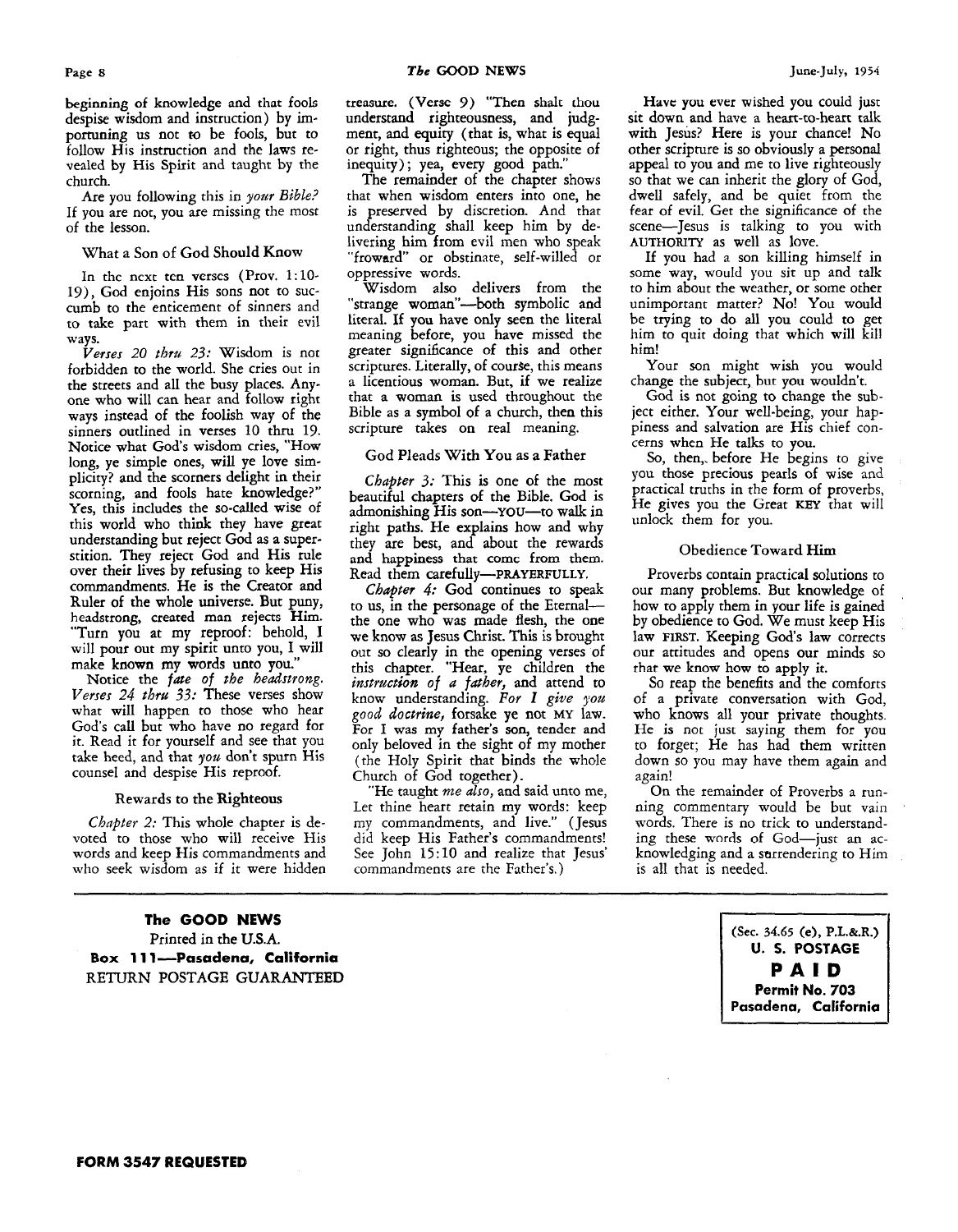beginning of knowledge and that fools despise wisdom and instruction) by importuning us not to be fools, but to follow His instruction and the laws revealed by His Spirit and taught by the church.

Are you following this in *your Bible?* If you are not, you are missing the most of the lesson.

### What a Son of God Should Know

In the next ten verses (Prov. 1:10-19), God enjoins His sons not to succumb to the enticement of sinners and to take part with them in their evil ways.

*Verses 20 thru 23:* Wisdom is not forbidden to the world. She cries out in the streets and all the busy places. Anyone who will can hear and follow right ways instead of the foolish way of the sinners outlined in verses 10 thru 19. Notice what God's wisdom cries, "How long, ye simple ones, will ye love simplicity? and the scorners delight in their scorning, and fools hate knowledge?" Yes, this includes the so-called wise of this world who think they have great understanding but reject God as a superstition. They reject God and His rule over their lives by refusing to keep His commandments. He is the Creator and Ruler of the whole universe. But puny, headstrong, created man rejects Him. "Turn you at my reproof: behold, I will pour out my spirit unto you, I will make known my words unto you."

Notice the *fate of the headstrong. Verses 24 thru 33:* These verses show what will happen to those who hear God's call but who have no regard for it. Read it for yourself and see that you take heed, and that *you* don't spurn His counsel and despise His reproof.

### Rewards to the Righteous

*Chapter 2:* This whole chapter is devoted to those who will receive His words and keep His commandments and who seek wisdom as if it were hidden treasure. (Verse 9) "Then shalt thou understand righteousness, and judgment, and equity (that is, what is equal or right, thus righteous; the opposite of inequity); yea, every good path."

The remainder of the chapter shows that when wisdom enters into one, he is preserved by discretion. And that understanding shall keep him by delivering him from evil men who speak "froward" or obstinate, self-willed or oppressive words.

Wisdom also delivers from the "strange woman"—both symbolic and literal. If you have only seen the literal meaning before, you have missed the greater significance of this and other scriptures. Literally, of course, this means a licentious woman. But, if we realize that a woman is used throughout the Bible as a symbol of a church, then this scripture takes on real meaning.

### God Pleads With You as a Father

*Chapter 3:* This is one of the most beautiful chapters of the Bible. God is admonishing His son—YOU—to walk in right paths. He explains how and why they are best, and about the rewards and happiness that come from them. Read them carefully—PRAYERFULLY.

*Chapter 4:* God continues to speak to us, in the personage of the Eternal—the one who was made flesh, the one we know as Jesus Christ. This is brought out so clearly in the opening verses of this chapter. "Hear, ye children the *instruction of a father,* and attend to know understanding. *For I give you good doctrine,* forsake ye not MY law. For I was my father's son, tender and only beloved in the sight of my mother (the Holy Spirit that binds the whole Church of God together).

"He taught *me also,* and said unto me, Let thine heart retain my words: keep my commandments, and live." (Jesus did keep His Father's commandments! See John 15:10 and realize that Jesus' commandments are the Father's.)

Have you ever wished you could just sit down and have a heart-to-heart talk with Jesus? Here is your chance! No other scripture is so obviously a personal appeal to you and me to live righteously so that we can inherit the glory of God, dwell safely, and be quiet from the fear of evil. Get the significance of the scene—Jesus is talking to you with AUTHORITY as well as love.

If you had a son killing himself in some way, would you sit up and talk to him about the weather, or some other unimportant matter? No! You would be trying to do all you could to get him to quit doing that which will kill him!

Your son might wish you would change the subject, but you wouldn't.

God is not going to change the subject either. Your well-being, your happiness and salvation are His chief concerns when He talks to you.

So, then, before He begins to give you those precious pearls of wise and practical truths in the form of proverbs, He gives you the Great KEY that will unlock them for you.

### Obedience Toward Him

Proverbs contain practical solutions to our many problems. But knowledge of how to apply them in your life is gained by obedience to God. We must keep His law FIRST. Keeping God's law corrects our attitudes and opens our minds so that we know how to apply it.

So reap the benefits and the comforts of a private conversation with God, who knows all your private thoughts. He is not just saying them for you to forget; He has had them written down so you may have them again and again!

On the remainder of Proverbs a running commentary would be but vain words. There is no trick to understanding these words of God—just an acknowledging and a surrendering to Him is all that is needed.

---

**The GOOD NEWS**
Printed in the U.S.A.
**Box 111—Pasadena, California**
RETURN POSTAGE GUARANTEED

(Sec. 34.65 (e), P.L.&R.)
**U. S. POSTAGE**
**PAID**
**Permit No. 703**
**Pasadena, California**

**FORM 3547 REQUESTED**